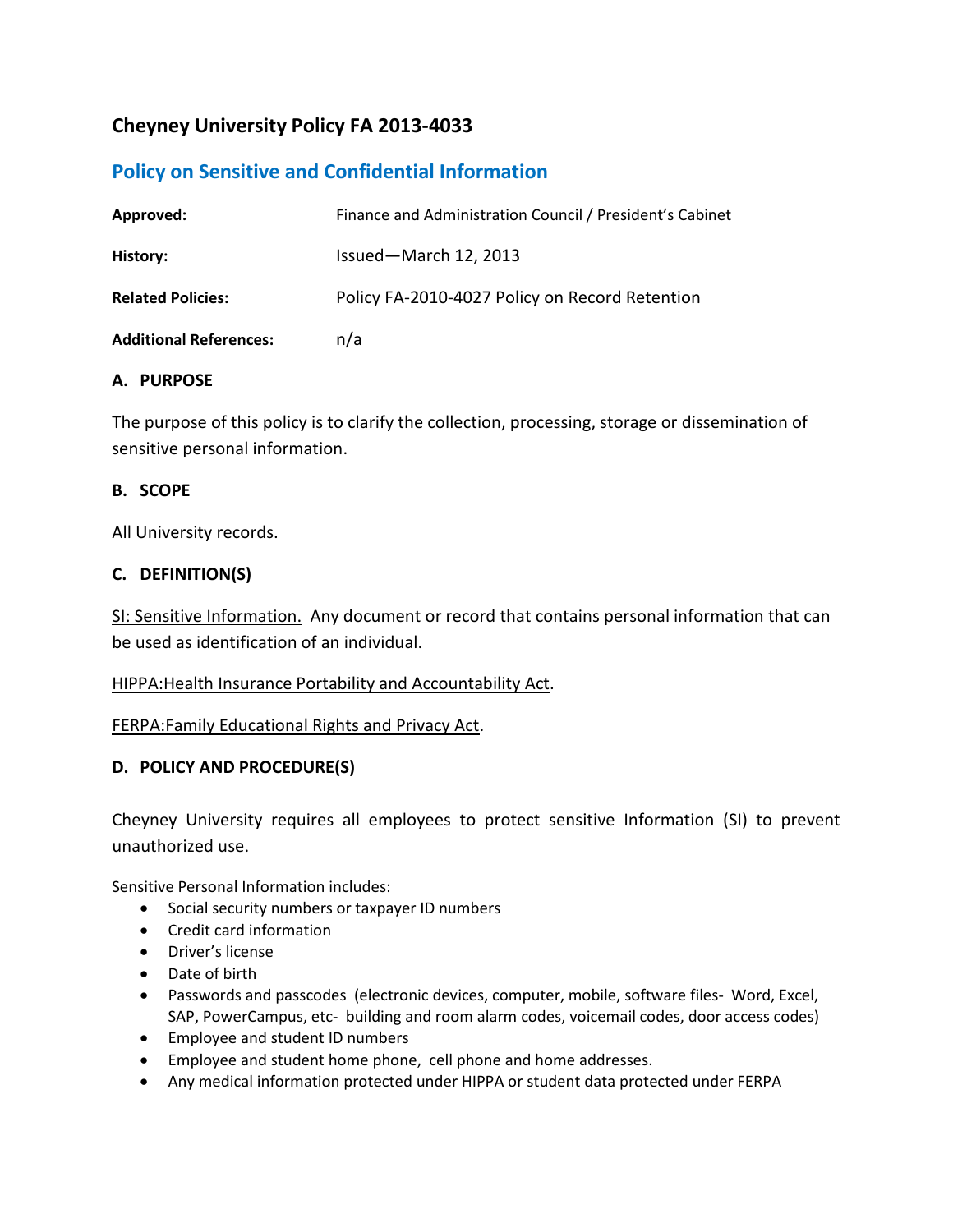# Cheyney University Policy FA 2013-4033

## Policy on Sensitive and Confidential Information

| | |
|---|---|
| **Approved:** | Finance and Administration Council / President's Cabinet |
| **History:** | Issued—March 12, 2013 |
| **Related Policies:** | Policy FA-2010-4027 Policy on Record Retention |
| **Additional References:** | n/a |

### A. PURPOSE

The purpose of this policy is to clarify the collection, processing, storage or dissemination of sensitive personal information.

### B. SCOPE

All University records.

### C. DEFINITION(S)

SI: Sensitive Information. Any document or record that contains personal information that can be used as identification of an individual.

HIPPA:Health Insurance Portability and Accountability Act.

FERPA:Family Educational Rights and Privacy Act.

### D. POLICY AND PROCEDURE(S)

Cheyney University requires all employees to protect sensitive Information (SI) to prevent unauthorized use.

Sensitive Personal Information includes:

- Social security numbers or taxpayer ID numbers
- Credit card information
- Driver's license
- Date of birth
- Passwords and passcodes (electronic devices, computer, mobile, software files- Word, Excel, SAP, PowerCampus, etc- building and room alarm codes, voicemail codes, door access codes)
- Employee and student ID numbers
- Employee and student home phone, cell phone and home addresses.
- Any medical information protected under HIPPA or student data protected under FERPA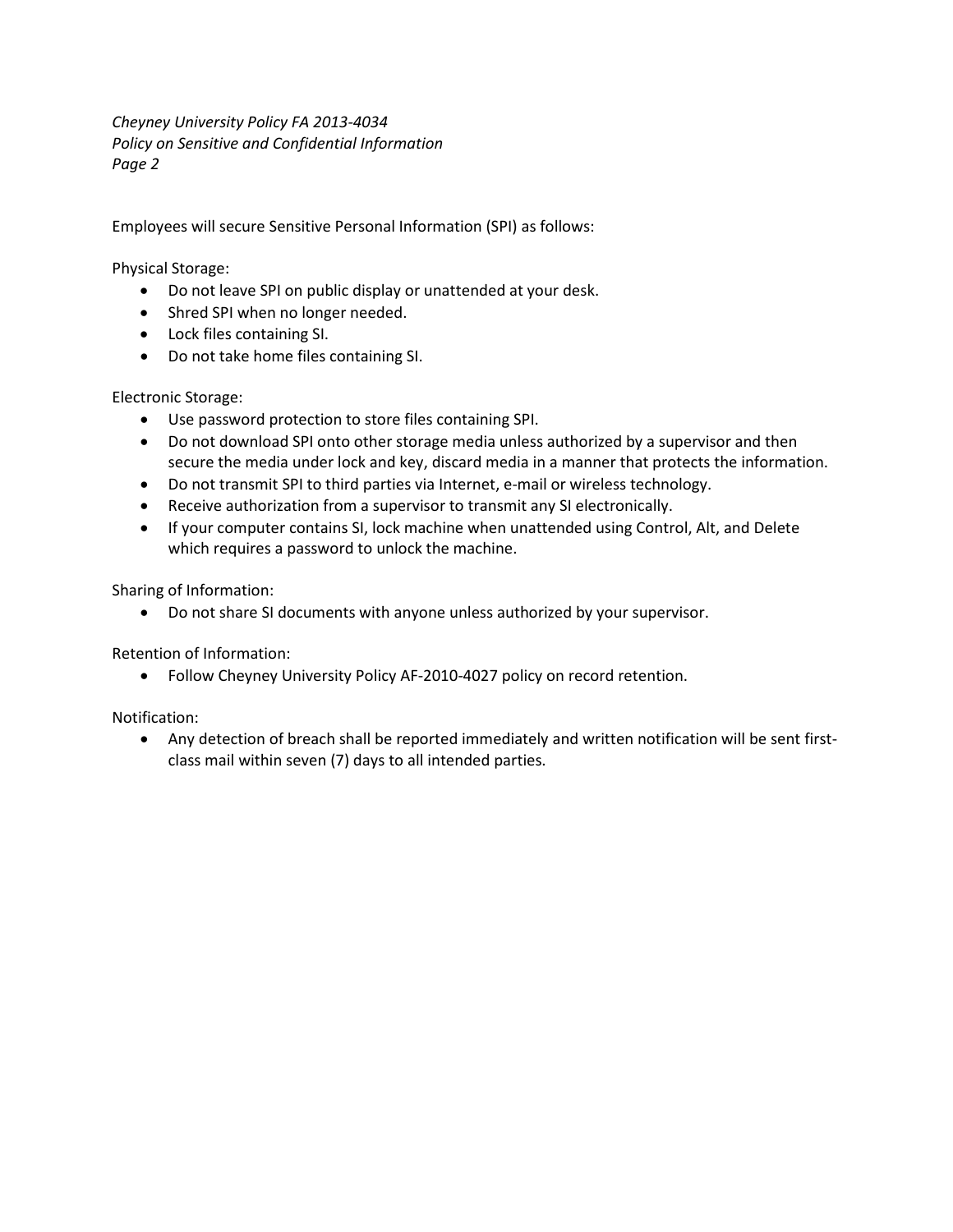Employees will secure Sensitive Personal Information (SPI) as follows:

Physical Storage:

- Do not leave SPI on public display or unattended at your desk.
- Shred SPI when no longer needed.
- Lock files containing SI.
- Do not take home files containing SI.

Electronic Storage:

- Use password protection to store files containing SPI.
- Do not download SPI onto other storage media unless authorized by a supervisor and then secure the media under lock and key, discard media in a manner that protects the information.
- Do not transmit SPI to third parties via Internet, e-mail or wireless technology.
- Receive authorization from a supervisor to transmit any SI electronically.
- If your computer contains SI, lock machine when unattended using Control, Alt, and Delete which requires a password to unlock the machine.

Sharing of Information:

- Do not share SI documents with anyone unless authorized by your supervisor.

Retention of Information:

- Follow Cheyney University Policy AF-2010-4027 policy on record retention.

Notification:

- Any detection of breach shall be reported immediately and written notification will be sent first-class mail within seven (7) days to all intended parties.